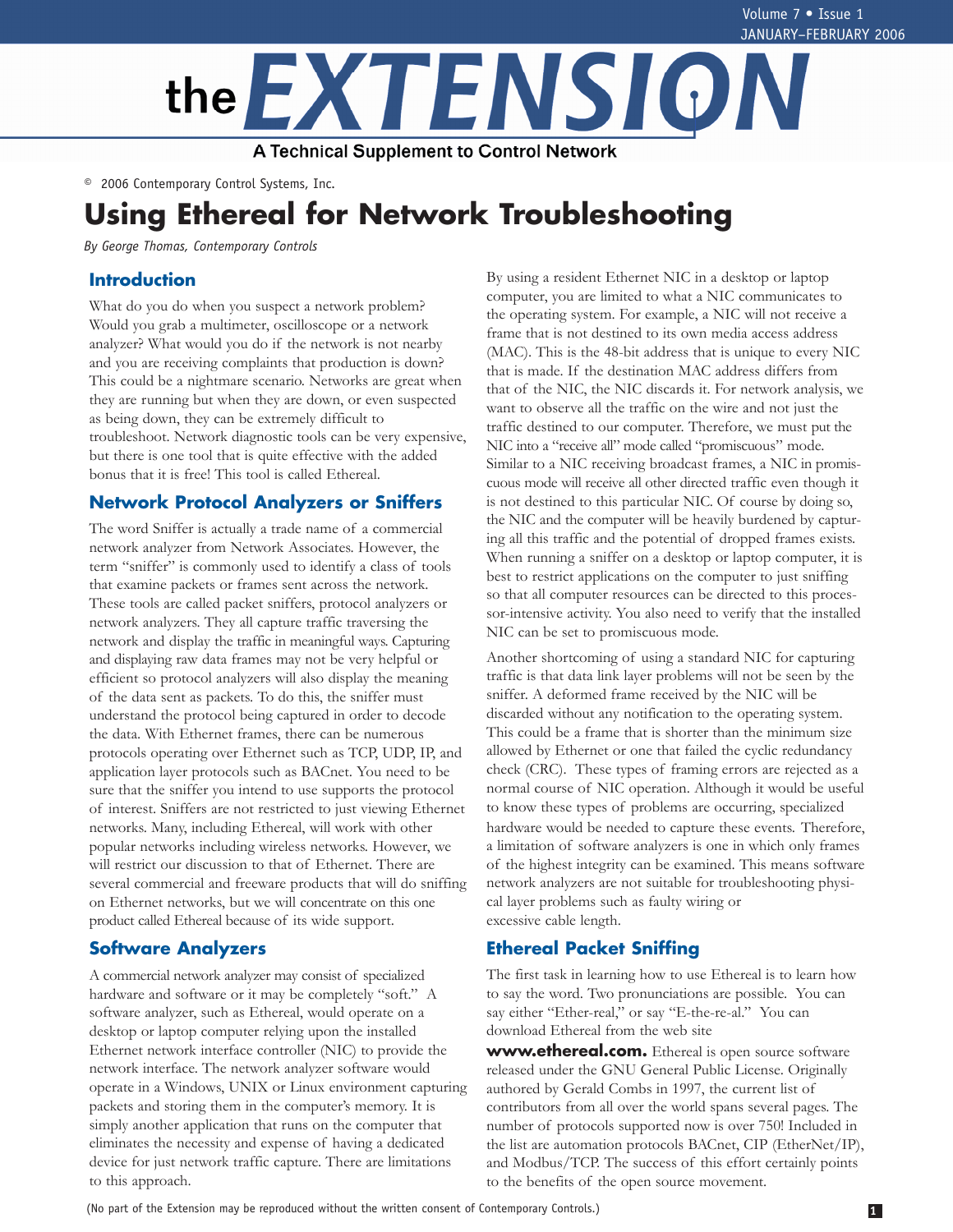# the EXTENSION

A Technical Supplement to Control Network

© 2006 Contemporary Control Systems, Inc.

# Using Ethereal for Network Troubleshooting

*By George Thomas, Contemporary Controls*

## Introduction

What do you do when you suspect a network problem? Would you grab a multimeter, oscilloscope or a network analyzer? What would you do if the network is not nearby and you are receiving complaints that production is down? This could be a nightmare scenario. Networks are great when they are running but when they are down, or even suspected as being down, they can be extremely difficult to troubleshoot. Network diagnostic tools can be very expensive, but there is one tool that is quite effective with the added bonus that it is free! This tool is called Ethereal.

## Network Protocol Analyzers or Sniffers

The word Sniffer is actually a trade name of a commercial network analyzer from Network Associates. However, the term "sniffer" is commonly used to identify a class of tools that examine packets or frames sent across the network. These tools are called packet sniffers, protocol analyzers or network analyzers. They all capture traffic traversing the network and display the traffic in meaningful ways. Capturing and displaying raw data frames may not be very helpful or efficient so protocol analyzers will also display the meaning of the data sent as packets. To do this, the sniffer must understand the protocol being captured in order to decode the data. With Ethernet frames, there can be numerous protocols operating over Ethernet such as TCP, UDP, IP, and application layer protocols such as BACnet. You need to be sure that the sniffer you intend to use supports the protocol of interest. Sniffers are not restricted to just viewing Ethernet networks. Many, including Ethereal, will work with other popular networks including wireless networks. However, we will restrict our discussion to that of Ethernet. There are several commercial and freeware products that will do sniffing on Ethernet networks, but we will concentrate on this one product called Ethereal because of its wide support.

## Software Analyzers

A commercial network analyzer may consist of specialized hardware and software or it may be completely "soft." A software analyzer, such as Ethereal, would operate on a desktop or laptop computer relying upon the installed Ethernet network interface controller (NIC) to provide the network interface. The network analyzer software would operate in a Windows, UNIX or Linux environment capturing packets and storing them in the computer's memory. It is simply another application that runs on the computer that eliminates the necessity and expense of having a dedicated device for just network traffic capture. There are limitations to this approach.

By using a resident Ethernet NIC in a desktop or laptop computer, you are limited to what a NIC communicates to the operating system. For example, a NIC will not receive a frame that is not destined to its own media access address (MAC). This is the 48-bit address that is unique to every NIC that is made. If the destination MAC address differs from that of the NIC, the NIC discards it. For network analysis, we want to observe all the traffic on the wire and not just the traffic destined to our computer. Therefore, we must put the NIC into a "receive all" mode called "promiscuous" mode. Similar to a NIC receiving broadcast frames, a NIC in promiscuous mode will receive all other directed traffic even though it is not destined to this particular NIC. Of course by doing so, the NIC and the computer will be heavily burdened by capturing all this traffic and the potential of dropped frames exists. When running a sniffer on a desktop or laptop computer, it is best to restrict applications on the computer to just sniffing so that all computer resources can be directed to this processor-intensive activity. You also need to verify that the installed NIC can be set to promiscuous mode.

Another shortcoming of using a standard NIC for capturing traffic is that data link layer problems will not be seen by the sniffer. A deformed frame received by the NIC will be discarded without any notification to the operating system. This could be a frame that is shorter than the minimum size allowed by Ethernet or one that failed the cyclic redundancy check (CRC). These types of framing errors are rejected as a normal course of NIC operation. Although it would be useful to know these types of problems are occurring, specialized hardware would be needed to capture these events. Therefore, a limitation of software analyzers is one in which only frames of the highest integrity can be examined. This means software network analyzers are not suitable for troubleshooting physical layer problems such as faulty wiring or excessive cable length.

## Ethereal Packet Sniffing

The first task in learning how to use Ethereal is to learn how to say the word. Two pronunciations are possible. You can say either "Ether-real," or say "E-the-re-al." You can download Ethereal from the web site **www.ethereal.com.** Ethereal is open source software released under the GNU General Public License. Originally authored by Gerald Combs in 1997, the current list of contributors from all over the world spans several pages. The number of protocols supported now is over 750! Included in the list are automation protocols BACnet, CIP (EtherNet/IP), and Modbus/TCP. The success of this effort certainly points to the benefits of the open source movement.

(No part of the Extension may be reproduced without the written consent of Contemporary Controls.)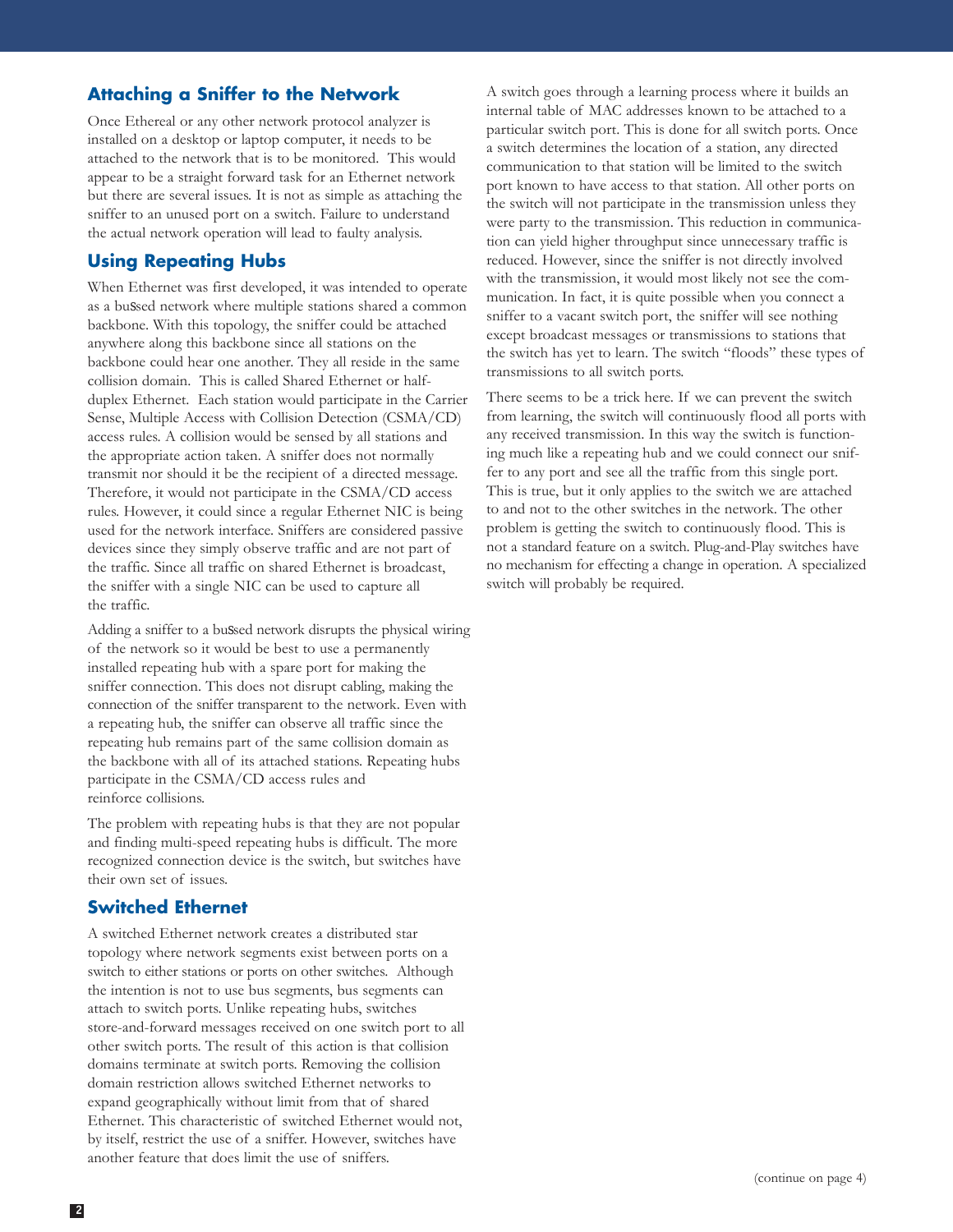## Attaching a Sniffer to the Network

Once Ethereal or any other network protocol analyzer is installed on a desktop or laptop computer, it needs to be attached to the network that is to be monitored. This would appear to be a straight forward task for an Ethernet network but there are several issues. It is not as simple as attaching the sniffer to an unused port on a switch. Failure to understand the actual network operation will lead to faulty analysis.

## Using Repeating Hubs

When Ethernet was first developed, it was intended to operate as a bussed network where multiple stations shared a common backbone. With this topology, the sniffer could be attached anywhere along this backbone since all stations on the backbone could hear one another. They all reside in the same collision domain. This is called Shared Ethernet or half-duplex Ethernet. Each station would participate in the Carrier Sense, Multiple Access with Collision Detection (CSMA/CD) access rules. A collision would be sensed by all stations and the appropriate action taken. A sniffer does not normally transmit nor should it be the recipient of a directed message. Therefore, it would not participate in the CSMA/CD access rules. However, it could since a regular Ethernet NIC is being used for the network interface. Sniffers are considered passive devices since they simply observe traffic and are not part of the traffic. Since all traffic on shared Ethernet is broadcast, the sniffer with a single NIC can be used to capture all the traffic.

Adding a sniffer to a bussed network disrupts the physical wiring of the network so it would be best to use a permanently installed repeating hub with a spare port for making the sniffer connection. This does not disrupt cabling, making the connection of the sniffer transparent to the network. Even with a repeating hub, the sniffer can observe all traffic since the repeating hub remains part of the same collision domain as the backbone with all of its attached stations. Repeating hubs participate in the CSMA/CD access rules and reinforce collisions.

The problem with repeating hubs is that they are not popular and finding multi-speed repeating hubs is difficult. The more recognized connection device is the switch, but switches have their own set of issues.

## Switched Ethernet

A switched Ethernet network creates a distributed star topology where network segments exist between ports on a switch to either stations or ports on other switches. Although the intention is not to use bus segments, bus segments can attach to switch ports. Unlike repeating hubs, switches store-and-forward messages received on one switch port to all other switch ports. The result of this action is that collision domains terminate at switch ports. Removing the collision domain restriction allows switched Ethernet networks to expand geographically without limit from that of shared Ethernet. This characteristic of switched Ethernet would not, by itself, restrict the use of a sniffer. However, switches have another feature that does limit the use of sniffers.

A switch goes through a learning process where it builds an internal table of MAC addresses known to be attached to a particular switch port. This is done for all switch ports. Once a switch determines the location of a station, any directed communication to that station will be limited to the switch port known to have access to that station. All other ports on the switch will not participate in the transmission unless they were party to the transmission. This reduction in communication can yield higher throughput since unnecessary traffic is reduced. However, since the sniffer is not directly involved with the transmission, it would most likely not see the communication. In fact, it is quite possible when you connect a sniffer to a vacant switch port, the sniffer will see nothing except broadcast messages or transmissions to stations that the switch has yet to learn. The switch "floods" these types of transmissions to all switch ports.

There seems to be a trick here. If we can prevent the switch from learning, the switch will continuously flood all ports with any received transmission. In this way the switch is functioning much like a repeating hub and we could connect our sniffer to any port and see all the traffic from this single port. This is true, but it only applies to the switch we are attached to and not to the other switches in the network. The other problem is getting the switch to continuously flood. This is not a standard feature on a switch. Plug-and-Play switches have no mechanism for effecting a change in operation. A specialized switch will probably be required.

(continue on page 4)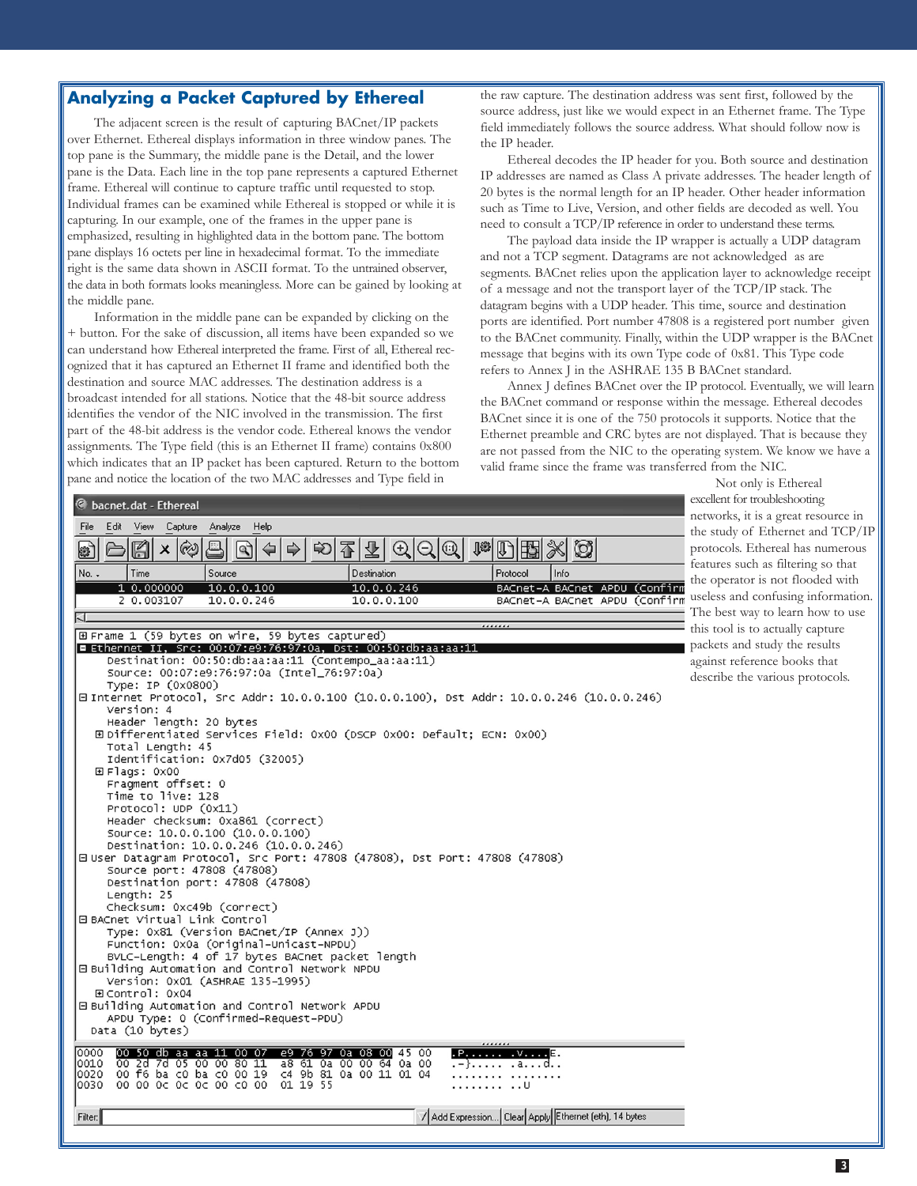## Analyzing a Packet Captured by Ethereal

The adjacent screen is the result of capturing BACnet/IP packets over Ethernet. Ethereal displays information in three window panes. The top pane is the Summary, the middle pane is the Detail, and the lower pane is the Data. Each line in the top pane represents a captured Ethernet frame. Ethereal will continue to capture traffic until requested to stop. Individual frames can be examined while Ethereal is stopped or while it is capturing. In our example, one of the frames in the upper pane is emphasized, resulting in highlighted data in the bottom pane. The bottom pane displays 16 octets per line in hexadecimal format. To the immediate right is the same data shown in ASCII format. To the untrained observer, the data in both formats looks meaningless. More can be gained by looking at the middle pane.

Information in the middle pane can be expanded by clicking on the + button. For the sake of discussion, all items have been expanded so we can understand how Ethereal interpreted the frame. First of all, Ethereal recognized that it has captured an Ethernet II frame and identified both the destination and source MAC addresses. The destination address is a broadcast intended for all stations. Notice that the 48-bit source address identifies the vendor of the NIC involved in the transmission. The first part of the 48-bit address is the vendor code. Ethereal knows the vendor assignments. The Type field (this is an Ethernet II frame) contains 0x800 which indicates that an IP packet has been captured. Return to the bottom pane and notice the location of the two MAC addresses and Type field in the raw capture. The destination address was sent first, followed by the source address, just like we would expect in an Ethernet frame. The Type field immediately follows the source address. What should follow now is the IP header.

Ethereal decodes the IP header for you. Both source and destination IP addresses are named as Class A private addresses. The header length of 20 bytes is the normal length for an IP header. Other header information such as Time to Live, Version, and other fields are decoded as well. You need to consult a TCP/IP reference in order to understand these terms.

The payload data inside the IP wrapper is actually a UDP datagram and not a TCP segment. Datagrams are not acknowledged as are segments. BACnet relies upon the application layer to acknowledge receipt of a message and not the transport layer of the TCP/IP stack. The datagram begins with a UDP header. This time, source and destination ports are identified. Port number 47808 is a registered port number given to the BACnet community. Finally, within the UDP wrapper is the BACnet message that begins with its own Type code of 0x81. This Type code refers to Annex J in the ASHRAE 135 B BACnet standard.

Annex J defines BACnet over the IP protocol. Eventually, we will learn the BACnet command or response within the message. Ethereal decodes BACnet since it is one of the 750 protocols it supports. Notice that the Ethernet preamble and CRC bytes are not displayed. That is because they are not passed from the NIC to the operating system. We know we have a valid frame since the frame was transferred from the NIC.

```
bacnet.dat - Ethereal
File  Edit  View  Capture  Analyze  Help

No. .  Time      Source        Destination    Protocol  Info
   1 0.000000   10.0.0.100    10.0.0.246     BACnet-A BACnet APDU (Confirm
   2 0.003107   10.0.0.246    10.0.0.100     BACnet-A BACnet APDU (Confirm

⊞ Frame 1 (59 bytes on wire, 59 bytes captured)
⊟ Ethernet II, Src: 00:07:e9:76:97:0a, Dst: 00:50:db:aa:aa:11
    Destination: 00:50:db:aa:aa:11 (Contempo_aa:aa:11)
    Source: 00:07:e9:76:97:0a (Intel_76:97:0a)
    Type: IP (0x0800)
⊟ Internet Protocol, Src Addr: 10.0.0.100 (10.0.0.100), Dst Addr: 10.0.0.246 (10.0.0.246)
    Version: 4
    Header length: 20 bytes
  ⊞ Differentiated Services Field: 0x00 (DSCP 0x00: Default; ECN: 0x00)
    Total Length: 45
    Identification: 0x7d05 (32005)
  ⊞ Flags: 0x00
    Fragment offset: 0
    Time to live: 128
    Protocol: UDP (0x11)
    Header checksum: 0xa861 (correct)
    Source: 10.0.0.100 (10.0.0.100)
    Destination: 10.0.0.246 (10.0.0.246)
⊟ User Datagram Protocol, Src Port: 47808 (47808), Dst Port: 47808 (47808)
    Source port: 47808 (47808)
    Destination port: 47808 (47808)
    Length: 25
    Checksum: 0xc49b (correct)
⊟ BACnet Virtual Link Control
    Type: 0x81 (Version BACnet/IP (Annex J))
    Function: 0x0a (Original-Unicast-NPDU)
    BVLC-Length: 4 of 17 bytes BACnet packet length
⊟ Building Automation and Control Network NPDU
    Version: 0x01 (ASHRAE 135-1995)
  ⊞ Control: 0x04
⊟ Building Automation and Control Network APDU
    APDU Type: 0 (Confirmed-Request-PDU)
  Data (10 bytes)

0000  00 50 db aa aa 11 00 07  e9 76 97 0a 08 00 45 00   .P...... .v....E.
0010  00 2d 7d 05 00 00 80 11  a8 61 0a 00 00 64 0a 00   .-}..... .a...d..
0020  00 f6 ba c0 ba c0 00 19  c4 9b 81 0a 00 11 01 04   ........ ........
0030  00 00 0c 0c 0c 00 c0 00  01 19 55                  ........ ..U

Filter: [          ]  Add Expression...  Clear  Apply  Ethernet (eth), 14 bytes
```

Not only is Ethereal excellent for troubleshooting networks, it is a great resource in the study of Ethernet and TCP/IP protocols. Ethereal has numerous features such as filtering so that the operator is not flooded with useless and confusing information. The best way to learn how to use this tool is to actually capture packets and study the results against reference books that describe the various protocols.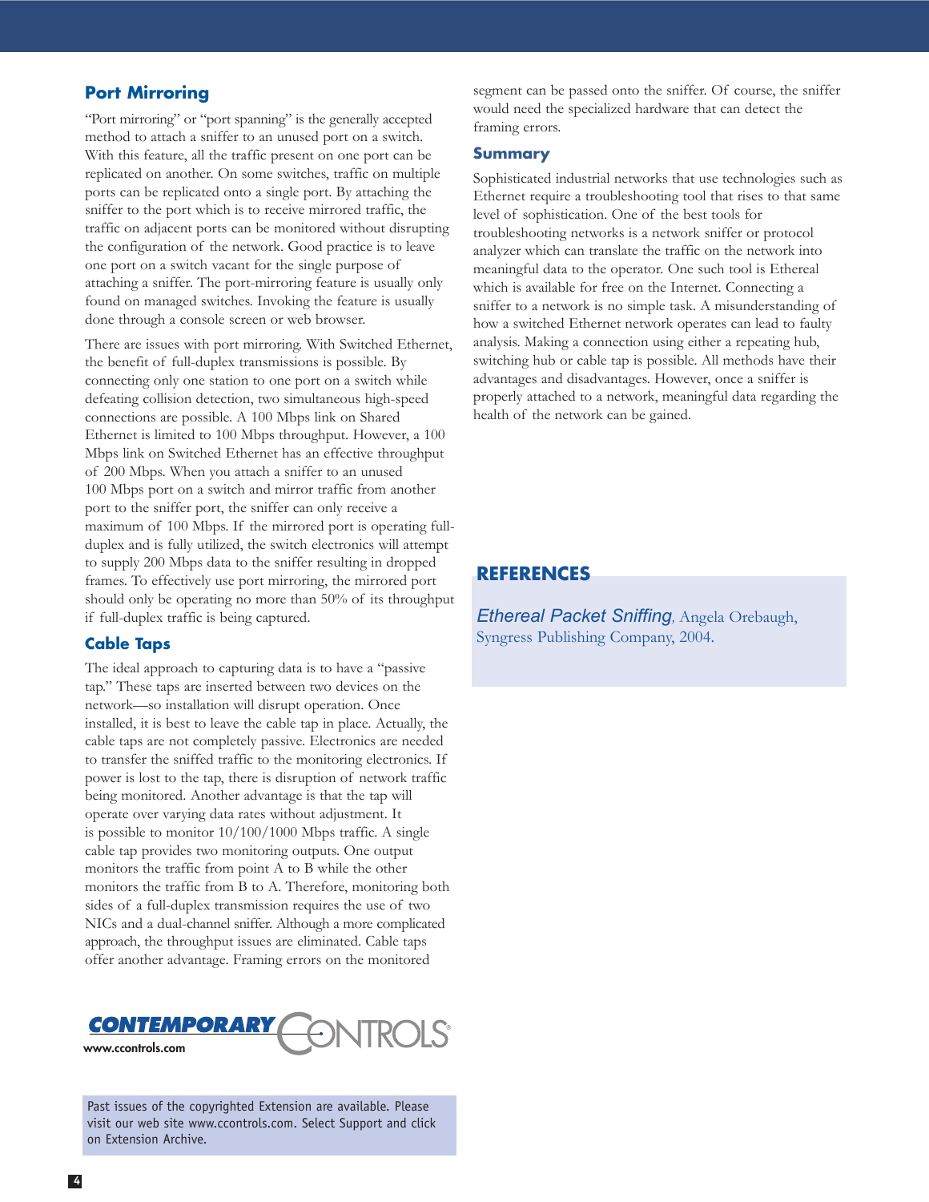## Port Mirroring

"Port mirroring" or "port spanning" is the generally accepted method to attach a sniffer to an unused port on a switch. With this feature, all the traffic present on one port can be replicated on another. On some switches, traffic on multiple ports can be replicated onto a single port. By attaching the sniffer to the port which is to receive mirrored traffic, the traffic on adjacent ports can be monitored without disrupting the configuration of the network. Good practice is to leave one port on a switch vacant for the single purpose of attaching a sniffer. The port-mirroring feature is usually only found on managed switches. Invoking the feature is usually done through a console screen or web browser.

There are issues with port mirroring. With Switched Ethernet, the benefit of full-duplex transmissions is possible. By connecting only one station to one port on a switch while defeating collision detection, two simultaneous high-speed connections are possible. A 100 Mbps link on Shared Ethernet is limited to 100 Mbps throughput. However, a 100 Mbps link on Switched Ethernet has an effective throughput of 200 Mbps. When you attach a sniffer to an unused 100 Mbps port on a switch and mirror traffic from another port to the sniffer port, the sniffer can only receive a maximum of 100 Mbps. If the mirrored port is operating full-duplex and is fully utilized, the switch electronics will attempt to supply 200 Mbps data to the sniffer resulting in dropped frames. To effectively use port mirroring, the mirrored port should only be operating no more than 50% of its throughput if full-duplex traffic is being captured.

## Cable Taps

The ideal approach to capturing data is to have a "passive tap." These taps are inserted between two devices on the network—so installation will disrupt operation. Once installed, it is best to leave the cable tap in place. Actually, the cable taps are not completely passive. Electronics are needed to transfer the sniffed traffic to the monitoring electronics. If power is lost to the tap, there is disruption of network traffic being monitored. Another advantage is that the tap will operate over varying data rates without adjustment. It is possible to monitor 10/100/1000 Mbps traffic. A single cable tap provides two monitoring outputs. One output monitors the traffic from point A to B while the other monitors the traffic from B to A. Therefore, monitoring both sides of a full-duplex transmission requires the use of two NICs and a dual-channel sniffer. Although a more complicated approach, the throughput issues are eliminated. Cable taps offer another advantage. Framing errors on the monitored segment can be passed onto the sniffer. Of course, the sniffer would need the specialized hardware that can detect the framing errors.

## Summary

Sophisticated industrial networks that use technologies such as Ethernet require a troubleshooting tool that rises to that same level of sophistication. One of the best tools for troubleshooting networks is a network sniffer or protocol analyzer which can translate the traffic on the network into meaningful data to the operator. One such tool is Ethereal which is available for free on the Internet. Connecting a sniffer to a network is no simple task. A misunderstanding of how a switched Ethernet network operates can lead to faulty analysis. Making a connection using either a repeating hub, switching hub or cable tap is possible. All methods have their advantages and disadvantages. However, once a sniffer is properly attached to a network, meaningful data regarding the health of the network can be gained.

## REFERENCES

*Ethereal Packet Sniffing*, Angela Orebaugh, Syngress Publishing Company, 2004.

**CONTEMPORARY CONTROLS**
www.ccontrols.com

Past issues of the copyrighted Extension are available. Please visit our web site www.ccontrols.com. Select Support and click on Extension Archive.